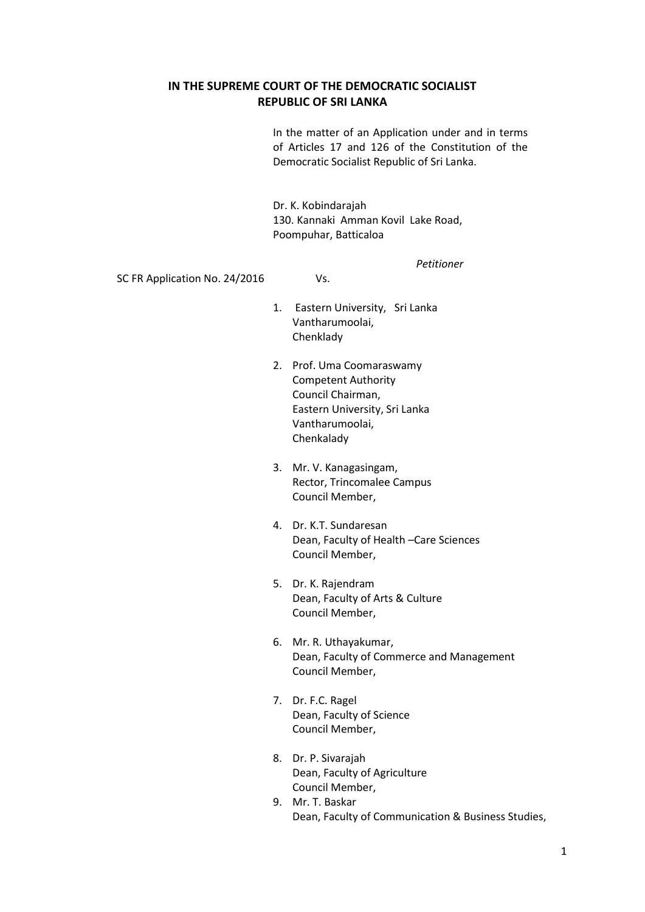**IN THE SUPREME COURT OF THE DEMOCRATIC SOCIALIST REPUBLIC OF SRI LANKA**

In the matter of an Application under and in terms of Articles 17 and 126 of the Constitution of the Democratic Socialist Republic of Sri Lanka.

Dr. K. Kobindarajah
130. Kannaki Amman Kovil Lake Road,
Poompuhar, Batticaloa

*Petitioner*

SC FR Application No. 24/2016

Vs.

1. Eastern University, Sri Lanka
   Vantharumoolai,
   Chenklady

2. Prof. Uma Coomaraswamy
   Competent Authority
   Council Chairman,
   Eastern University, Sri Lanka
   Vantharumoolai,
   Chenkalady

3. Mr. V. Kanagasingam,
   Rector, Trincomalee Campus
   Council Member,

4. Dr. K.T. Sundaresan
   Dean, Faculty of Health –Care Sciences
   Council Member,

5. Dr. K. Rajendram
   Dean, Faculty of Arts & Culture
   Council Member,

6. Mr. R. Uthayakumar,
   Dean, Faculty of Commerce and Management
   Council Member,

7. Dr. F.C. Ragel
   Dean, Faculty of Science
   Council Member,

8. Dr. P. Sivarajah
   Dean, Faculty of Agriculture
   Council Member,

9. Mr. T. Baskar
   Dean, Faculty of Communication & Business Studies,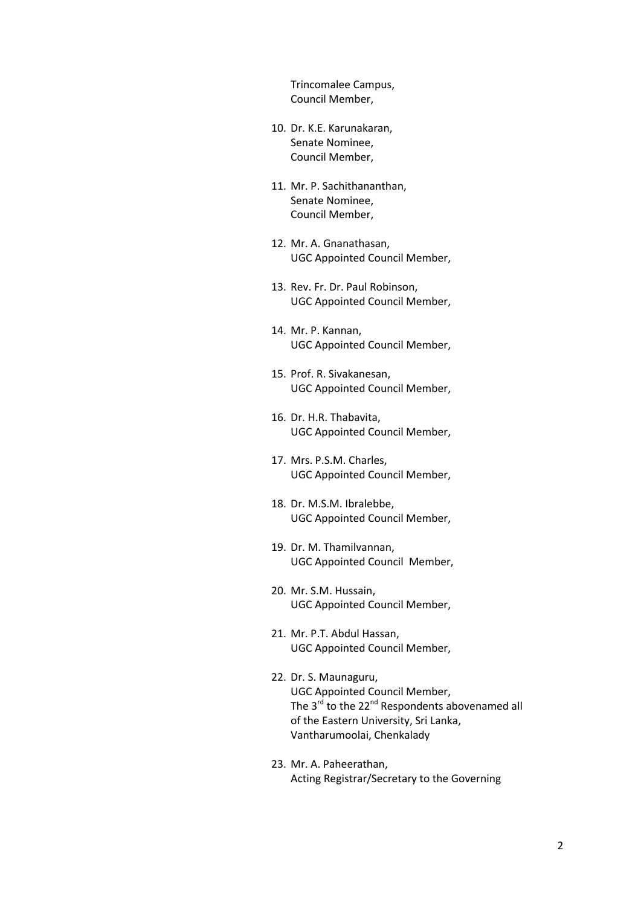Trincomalee Campus,
Council Member,

10. Dr. K.E. Karunakaran,
    Senate Nominee,
    Council Member,

11. Mr. P. Sachithananthan,
    Senate Nominee,
    Council Member,

12. Mr. A. Gnanathasan,
    UGC Appointed Council Member,

13. Rev. Fr. Dr. Paul Robinson,
    UGC Appointed Council Member,

14. Mr. P. Kannan,
    UGC Appointed Council Member,

15. Prof. R. Sivakanesan,
    UGC Appointed Council Member,

16. Dr. H.R. Thabavita,
    UGC Appointed Council Member,

17. Mrs. P.S.M. Charles,
    UGC Appointed Council Member,

18. Dr. M.S.M. Ibralebbe,
    UGC Appointed Council Member,

19. Dr. M. Thamilvannan,
    UGC Appointed Council Member,

20. Mr. S.M. Hussain,
    UGC Appointed Council Member,

21. Mr. P.T. Abdul Hassan,
    UGC Appointed Council Member,

22. Dr. S. Maunaguru,
    UGC Appointed Council Member,
    The 3rd to the 22nd Respondents abovenamed all of the Eastern University, Sri Lanka, Vantharumoolai, Chenkalady

23. Mr. A. Paheerathan,
    Acting Registrar/Secretary to the Governing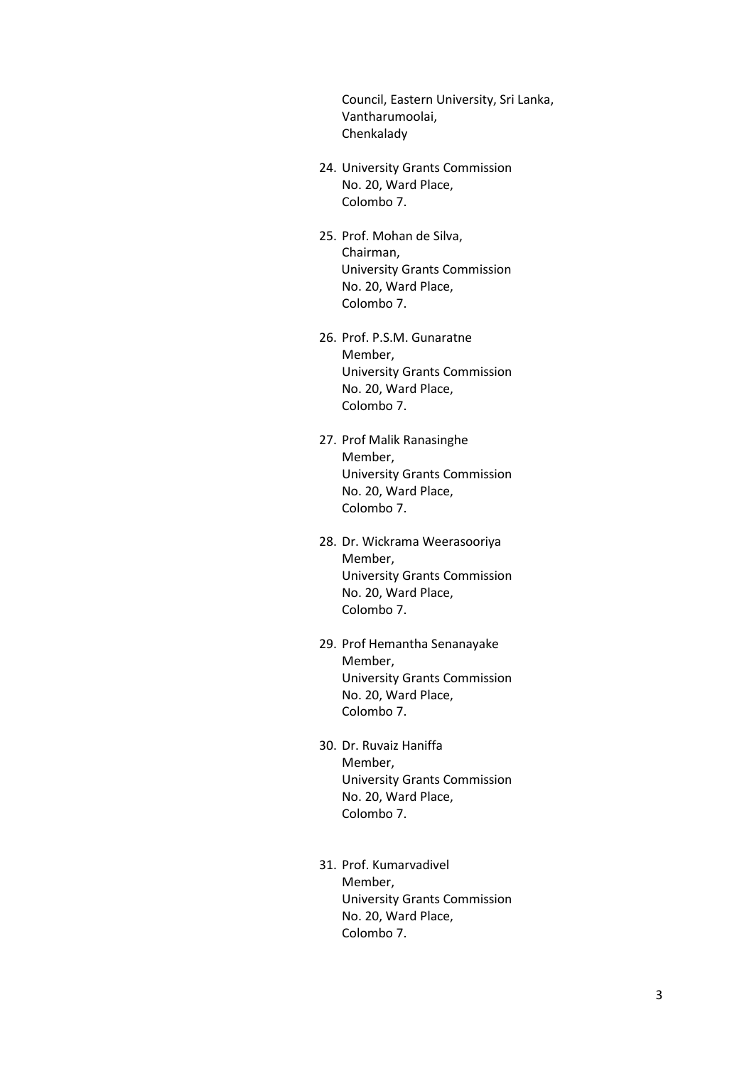Council, Eastern University, Sri Lanka,
Vantharumoolai,
Chenkalady

24. University Grants Commission
    No. 20, Ward Place,
    Colombo 7.

25. Prof. Mohan de Silva,
    Chairman,
    University Grants Commission
    No. 20, Ward Place,
    Colombo 7.

26. Prof. P.S.M. Gunaratne
    Member,
    University Grants Commission
    No. 20, Ward Place,
    Colombo 7.

27. Prof Malik Ranasinghe
    Member,
    University Grants Commission
    No. 20, Ward Place,
    Colombo 7.

28. Dr. Wickrama Weerasooriya
    Member,
    University Grants Commission
    No. 20, Ward Place,
    Colombo 7.

29. Prof Hemantha Senanayake
    Member,
    University Grants Commission
    No. 20, Ward Place,
    Colombo 7.

30. Dr. Ruvaiz Haniffa
    Member,
    University Grants Commission
    No. 20, Ward Place,
    Colombo 7.

31. Prof. Kumarvadivel
    Member,
    University Grants Commission
    No. 20, Ward Place,
    Colombo 7.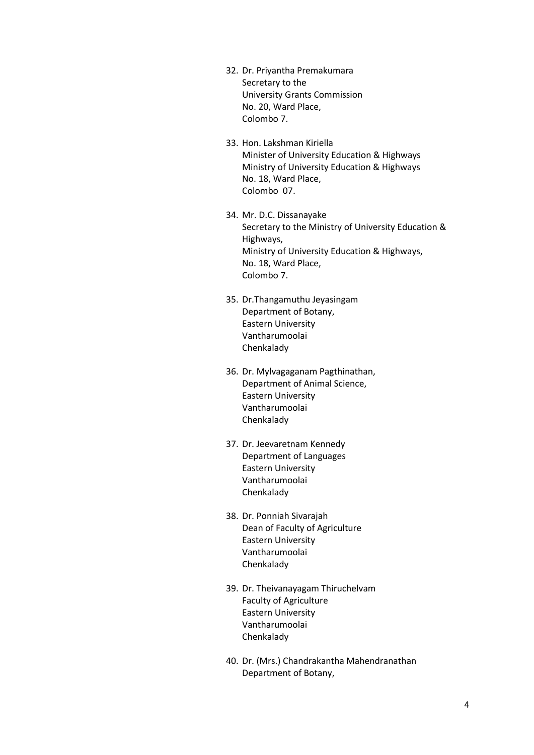32. Dr. Priyantha Premakumara  
    Secretary to the  
    University Grants Commission  
    No. 20, Ward Place,  
    Colombo 7.

33. Hon. Lakshman Kiriella  
    Minister of University Education & Highways  
    Ministry of University Education & Highways  
    No. 18, Ward Place,  
    Colombo 07.

34. Mr. D.C. Dissanayake  
    Secretary to the Ministry of University Education & Highways,  
    Ministry of University Education & Highways,  
    No. 18, Ward Place,  
    Colombo 7.

35. Dr.Thangamuthu Jeyasingam  
    Department of Botany,  
    Eastern University  
    Vantharumoolai  
    Chenkalady

36. Dr. Mylvagaganam Pagthinathan,  
    Department of Animal Science,  
    Eastern University  
    Vantharumoolai  
    Chenkalady

37. Dr. Jeevaretnam Kennedy  
    Department of Languages  
    Eastern University  
    Vantharumoolai  
    Chenkalady

38. Dr. Ponniah Sivarajah  
    Dean of Faculty of Agriculture  
    Eastern University  
    Vantharumoolai  
    Chenkalady

39. Dr. Theivanayagam Thiruchelvam  
    Faculty of Agriculture  
    Eastern University  
    Vantharumoolai  
    Chenkalady

40. Dr. (Mrs.) Chandrakantha Mahendranathan  
    Department of Botany,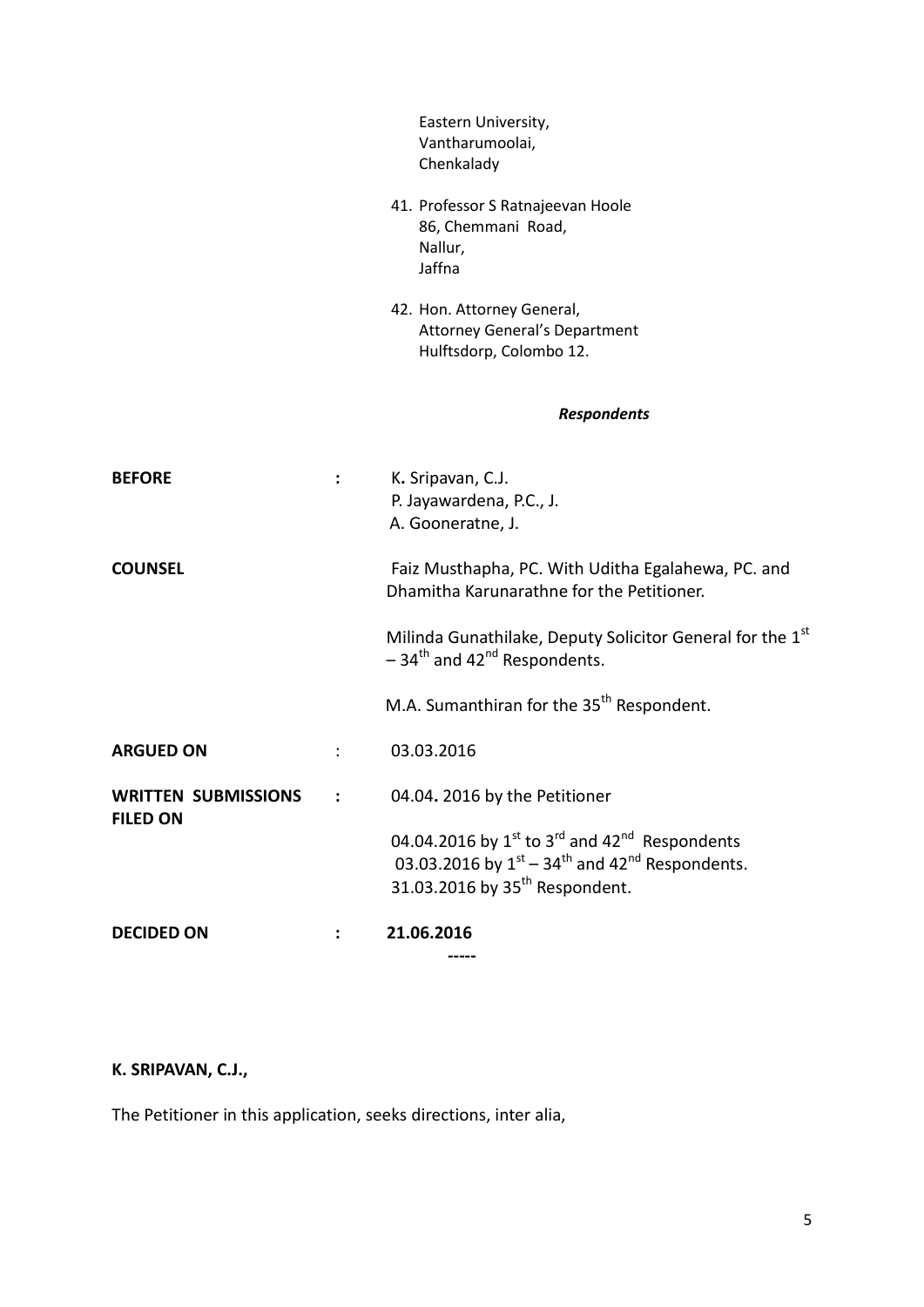Eastern University,
Vantharumoolai,
Chenkalady

41. Professor S Ratnajeevan Hoole
    86, Chemmani Road,
    Nallur,
    Jaffna

42. Hon. Attorney General,
    Attorney General's Department
    Hulftsdorp, Colombo 12.

***Respondents***

**BEFORE** : K**.** Sripavan, C.J.
P. Jayawardena, P.C., J.
A. Gooneratne, J.

**COUNSEL** Faiz Musthapha, PC. With Uditha Egalahewa, PC. and Dhamitha Karunarathne for the Petitioner.

Milinda Gunathilake, Deputy Solicitor General for the 1st – 34th and 42nd Respondents.

M.A. Sumanthiran for the 35th Respondent.

**ARGUED ON** : 03.03.2016

**WRITTEN SUBMISSIONS FILED ON** : 04.04**.** 2016 by the Petitioner

04.04.2016 by 1st to 3rd and 42nd Respondents
03.03.2016 by 1st – 34th and 42nd Respondents.
31.03.2016 by 35th Respondent.

**DECIDED ON** : **21.06.2016**

**-----**

**K. SRIPAVAN, C.J.,**

The Petitioner in this application, seeks directions, inter alia,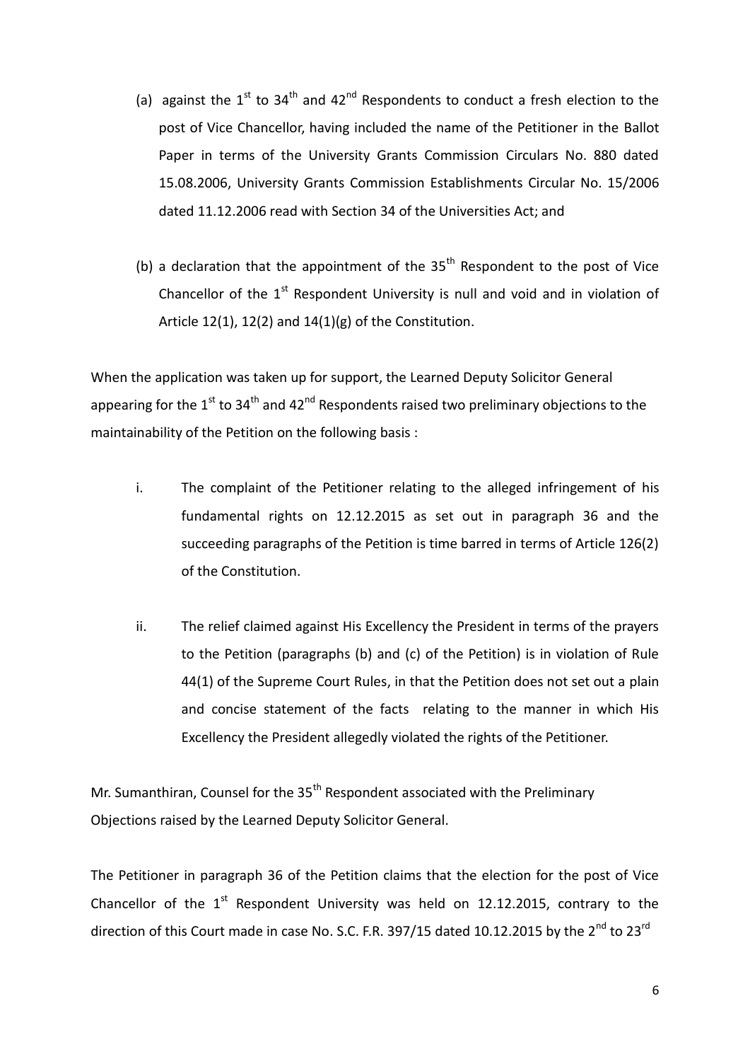(a) against the 1st to 34th and 42nd Respondents to conduct a fresh election to the post of Vice Chancellor, having included the name of the Petitioner in the Ballot Paper in terms of the University Grants Commission Circulars No. 880 dated 15.08.2006, University Grants Commission Establishments Circular No. 15/2006 dated 11.12.2006 read with Section 34 of the Universities Act; and

(b) a declaration that the appointment of the 35th Respondent to the post of Vice Chancellor of the 1st Respondent University is null and void and in violation of Article 12(1), 12(2) and 14(1)(g) of the Constitution.

When the application was taken up for support, the Learned Deputy Solicitor General appearing for the 1st to 34th and 42nd Respondents raised two preliminary objections to the maintainability of the Petition on the following basis :

i. The complaint of the Petitioner relating to the alleged infringement of his fundamental rights on 12.12.2015 as set out in paragraph 36 and the succeeding paragraphs of the Petition is time barred in terms of Article 126(2) of the Constitution.

ii. The relief claimed against His Excellency the President in terms of the prayers to the Petition (paragraphs (b) and (c) of the Petition) is in violation of Rule 44(1) of the Supreme Court Rules, in that the Petition does not set out a plain and concise statement of the facts relating to the manner in which His Excellency the President allegedly violated the rights of the Petitioner.

Mr. Sumanthiran, Counsel for the 35th Respondent associated with the Preliminary Objections raised by the Learned Deputy Solicitor General.

The Petitioner in paragraph 36 of the Petition claims that the election for the post of Vice Chancellor of the 1st Respondent University was held on 12.12.2015, contrary to the direction of this Court made in case No. S.C. F.R. 397/15 dated 10.12.2015 by the 2nd to 23rd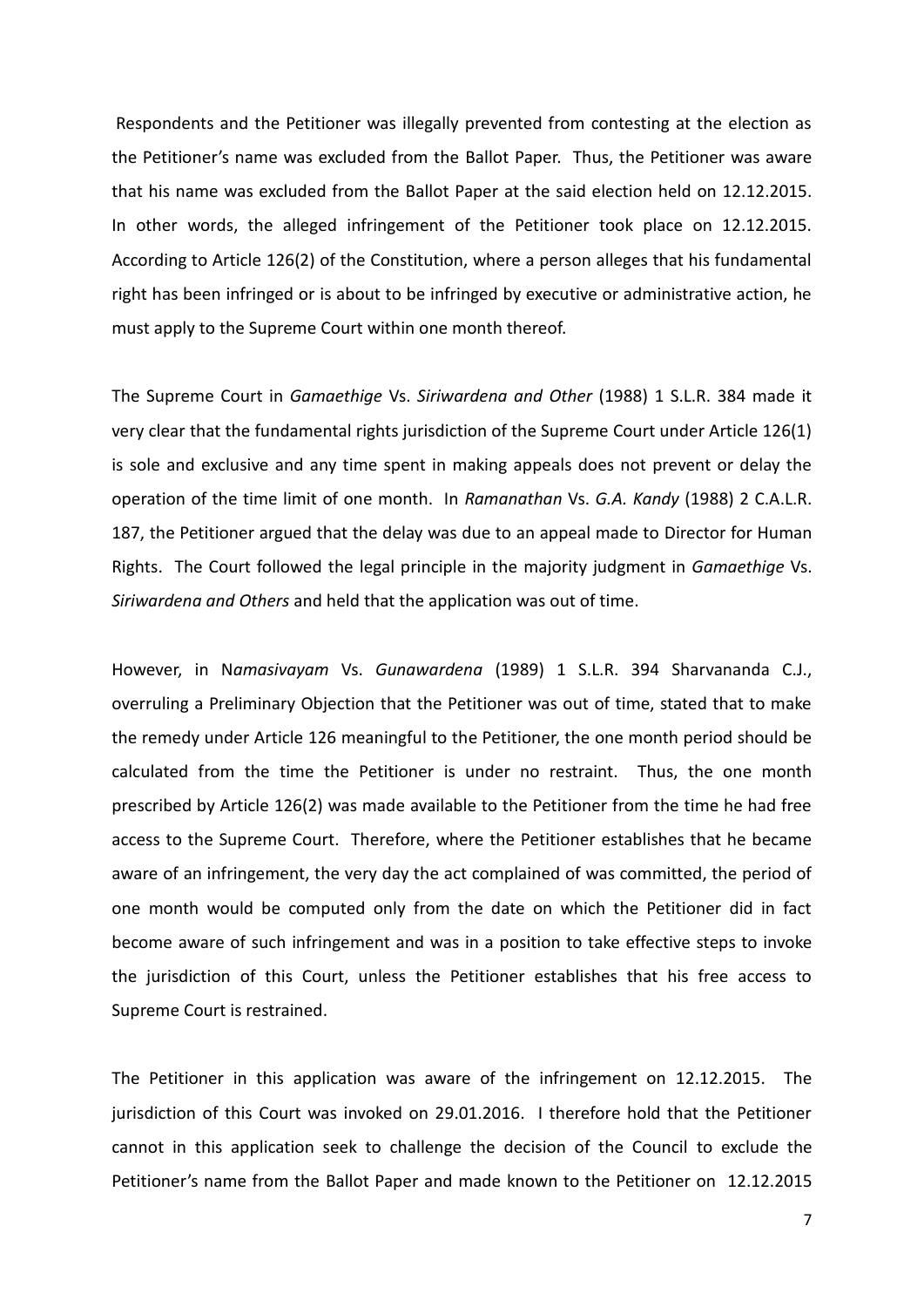Respondents and the Petitioner was illegally prevented from contesting at the election as the Petitioner's name was excluded from the Ballot Paper. Thus, the Petitioner was aware that his name was excluded from the Ballot Paper at the said election held on 12.12.2015. In other words, the alleged infringement of the Petitioner took place on 12.12.2015. According to Article 126(2) of the Constitution, where a person alleges that his fundamental right has been infringed or is about to be infringed by executive or administrative action, he must apply to the Supreme Court within one month thereof.

The Supreme Court in *Gamaethige* Vs. *Siriwardena and Other* (1988) 1 S.L.R. 384 made it very clear that the fundamental rights jurisdiction of the Supreme Court under Article 126(1) is sole and exclusive and any time spent in making appeals does not prevent or delay the operation of the time limit of one month. In *Ramanathan* Vs. *G.A. Kandy* (1988) 2 C.A.L.R. 187, the Petitioner argued that the delay was due to an appeal made to Director for Human Rights. The Court followed the legal principle in the majority judgment in *Gamaethige* Vs. *Siriwardena and Others* and held that the application was out of time.

However, in N*amasivayam* Vs. *Gunawardena* (1989) 1 S.L.R. 394 Sharvananda C.J., overruling a Preliminary Objection that the Petitioner was out of time, stated that to make the remedy under Article 126 meaningful to the Petitioner, the one month period should be calculated from the time the Petitioner is under no restraint. Thus, the one month prescribed by Article 126(2) was made available to the Petitioner from the time he had free access to the Supreme Court. Therefore, where the Petitioner establishes that he became aware of an infringement, the very day the act complained of was committed, the period of one month would be computed only from the date on which the Petitioner did in fact become aware of such infringement and was in a position to take effective steps to invoke the jurisdiction of this Court, unless the Petitioner establishes that his free access to Supreme Court is restrained.

The Petitioner in this application was aware of the infringement on 12.12.2015. The jurisdiction of this Court was invoked on 29.01.2016. I therefore hold that the Petitioner cannot in this application seek to challenge the decision of the Council to exclude the Petitioner's name from the Ballot Paper and made known to the Petitioner on 12.12.2015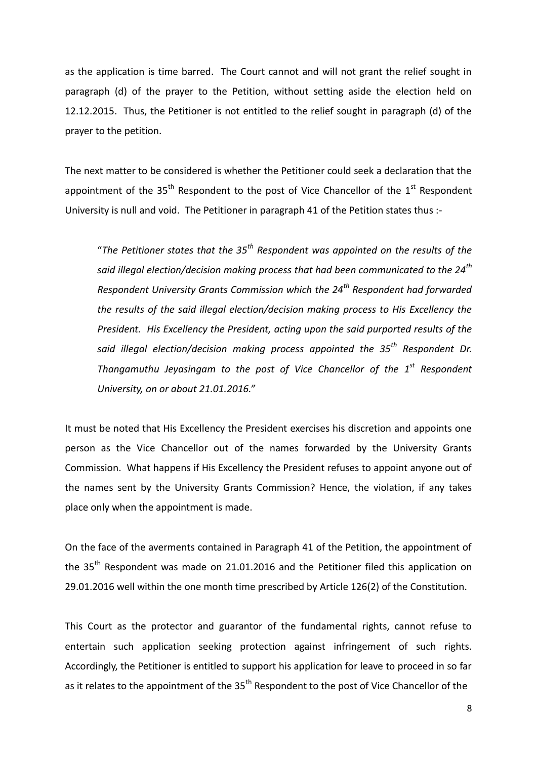as the application is time barred. The Court cannot and will not grant the relief sought in paragraph (d) of the prayer to the Petition, without setting aside the election held on 12.12.2015. Thus, the Petitioner is not entitled to the relief sought in paragraph (d) of the prayer to the petition.

The next matter to be considered is whether the Petitioner could seek a declaration that the appointment of the 35th Respondent to the post of Vice Chancellor of the 1st Respondent University is null and void. The Petitioner in paragraph 41 of the Petition states thus :-

> "*The Petitioner states that the 35th Respondent was appointed on the results of the said illegal election/decision making process that had been communicated to the 24th Respondent University Grants Commission which the 24th Respondent had forwarded the results of the said illegal election/decision making process to His Excellency the President. His Excellency the President, acting upon the said purported results of the said illegal election/decision making process appointed the 35th Respondent Dr. Thangamuthu Jeyasingam to the post of Vice Chancellor of the 1st Respondent University, on or about 21.01.2016.*"

It must be noted that His Excellency the President exercises his discretion and appoints one person as the Vice Chancellor out of the names forwarded by the University Grants Commission. What happens if His Excellency the President refuses to appoint anyone out of the names sent by the University Grants Commission? Hence, the violation, if any takes place only when the appointment is made.

On the face of the averments contained in Paragraph 41 of the Petition, the appointment of the 35th Respondent was made on 21.01.2016 and the Petitioner filed this application on 29.01.2016 well within the one month time prescribed by Article 126(2) of the Constitution.

This Court as the protector and guarantor of the fundamental rights, cannot refuse to entertain such application seeking protection against infringement of such rights. Accordingly, the Petitioner is entitled to support his application for leave to proceed in so far as it relates to the appointment of the 35th Respondent to the post of Vice Chancellor of the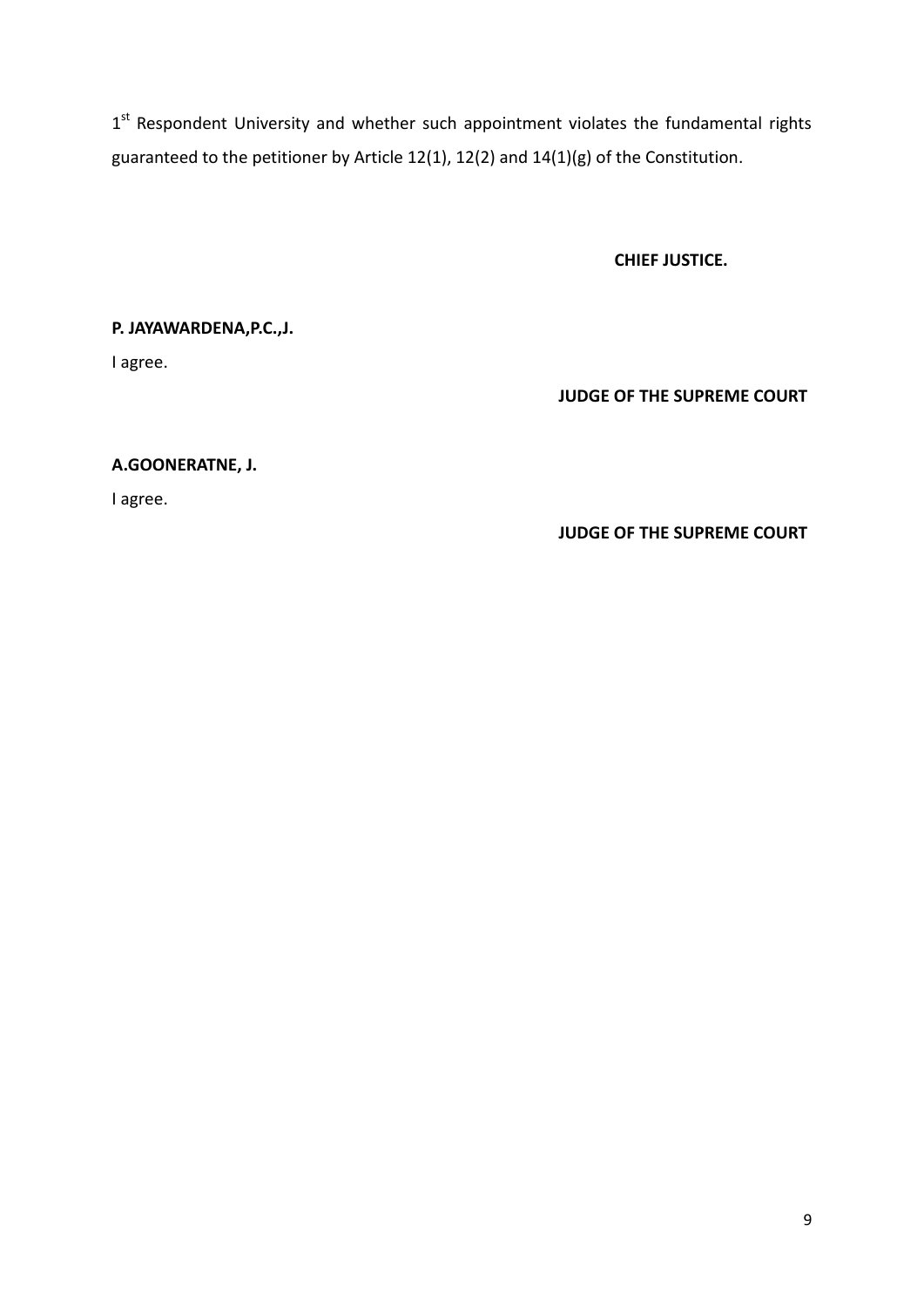1st Respondent University and whether such appointment violates the fundamental rights guaranteed to the petitioner by Article 12(1), 12(2) and 14(1)(g) of the Constitution.

**CHIEF JUSTICE.**

**P. JAYAWARDENA,P.C.,J.**

I agree.

**JUDGE OF THE SUPREME COURT**

**A.GOONERATNE, J.**

I agree.

**JUDGE OF THE SUPREME COURT**